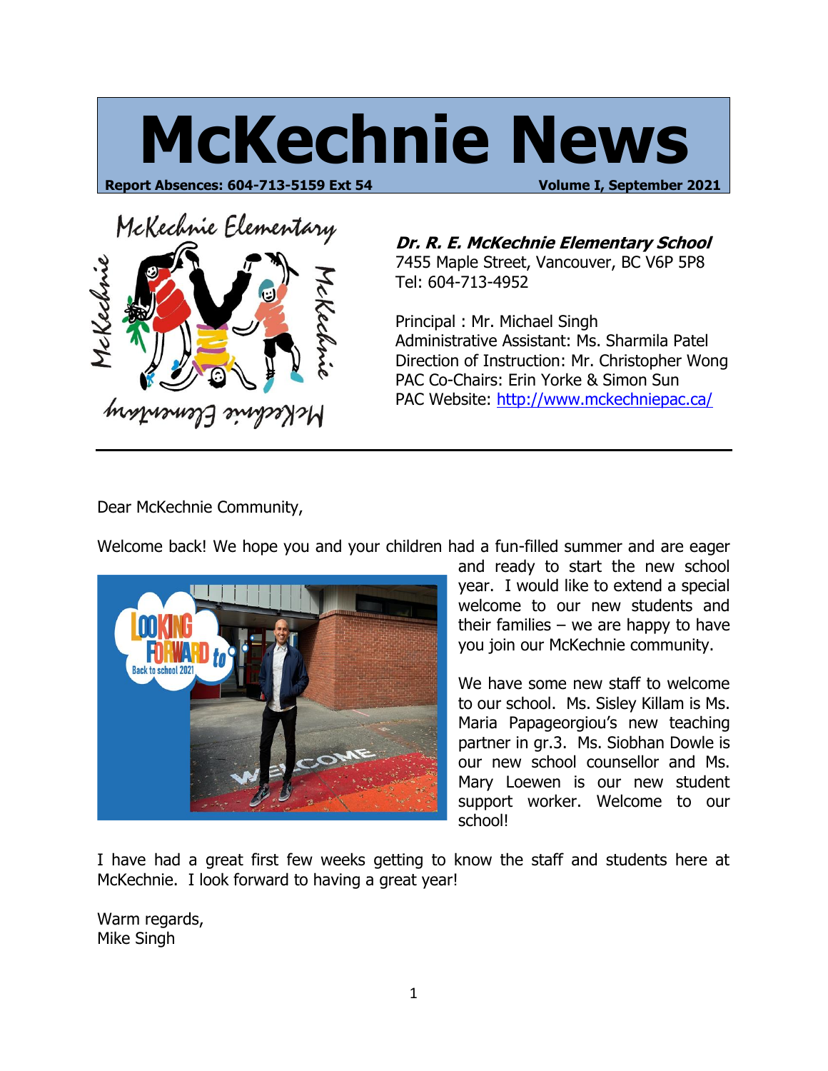# McKechnie News

**Report Absences: 604-713-5159 Ext 54** **Volume I, September 2021**

***Dr. R. E. McKechnie Elementary School***
7455 Maple Street, Vancouver, BC V6P 5P8
Tel: 604-713-4952

Principal : Mr. Michael Singh
Administrative Assistant: Ms. Sharmila Patel
Direction of Instruction: Mr. Christopher Wong
PAC Co-Chairs: Erin Yorke & Simon Sun
PAC Website: [http://www.mckechniepac.ca/](http://www.mckechniepac.ca/)

---

Dear McKechnie Community,

Welcome back! We hope you and your children had a fun-filled summer and are eager and ready to start the new school year. I would like to extend a special welcome to our new students and their families – we are happy to have you join our McKechnie community.

We have some new staff to welcome to our school. Ms. Sisley Killam is Ms. Maria Papageorgiou's new teaching partner in gr.3. Ms. Siobhan Dowle is our new school counsellor and Ms. Mary Loewen is our new student support worker. Welcome to our school!

I have had a great first few weeks getting to know the staff and students here at McKechnie. I look forward to having a great year!

Warm regards,
Mike Singh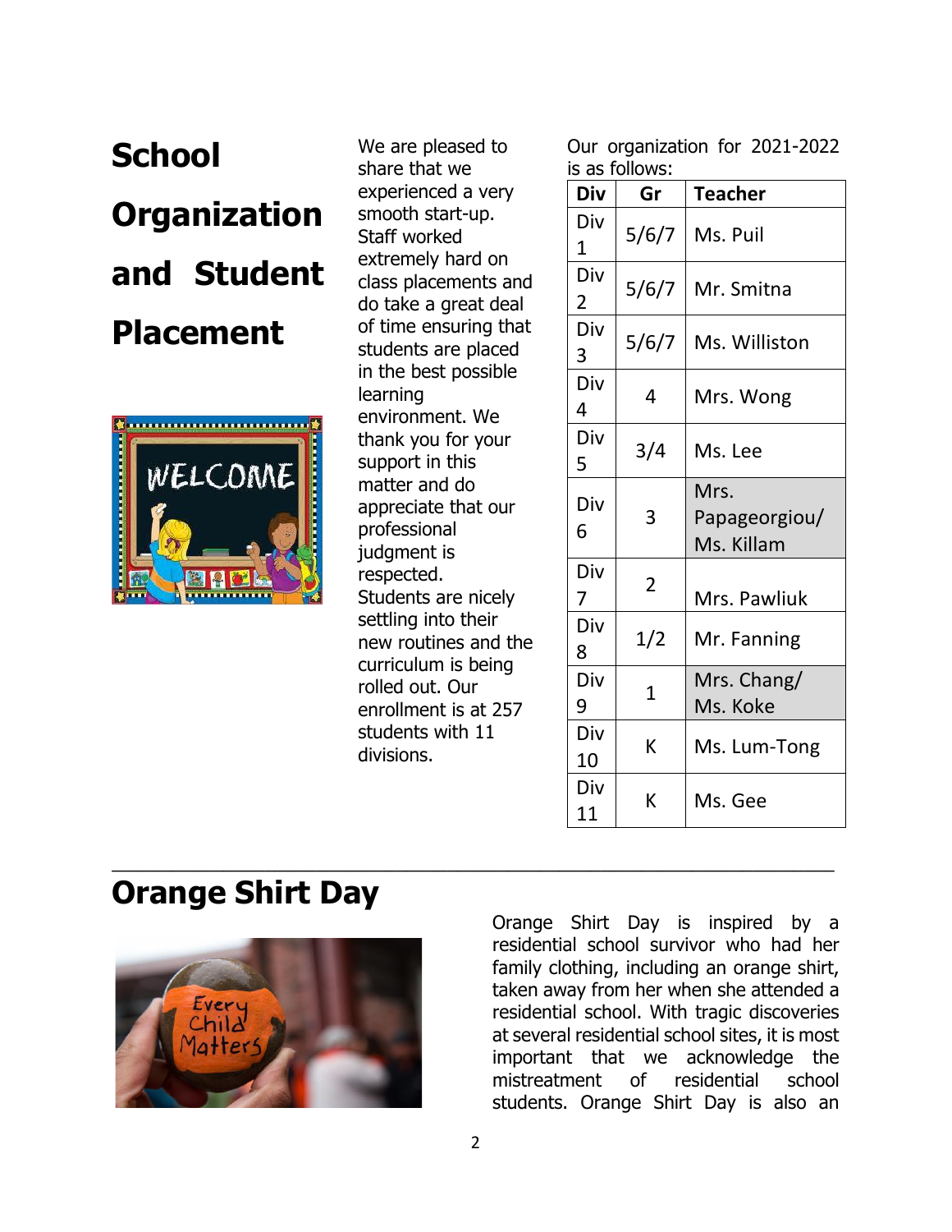# School Organization and Student Placement

We are pleased to share that we experienced a very smooth start-up. Staff worked extremely hard on class placements and do take a great deal of time ensuring that students are placed in the best possible learning environment. We thank you for your support in this matter and do appreciate that our professional judgment is respected. Students are nicely settling into their new routines and the curriculum is being rolled out. Our enrollment is at 257 students with 11 divisions.

Our organization for 2021-2022 is as follows:

| Div | Gr | Teacher |
|---|---|---|
| Div 1 | 5/6/7 | Ms. Puil |
| Div 2 | 5/6/7 | Mr. Smitna |
| Div 3 | 5/6/7 | Ms. Williston |
| Div 4 | 4 | Mrs. Wong |
| Div 5 | 3/4 | Ms. Lee |
| Div 6 | 3 | Mrs. Papageorgiou/ Ms. Killam |
| Div 7 | 2 | Mrs. Pawliuk |
| Div 8 | 1/2 | Mr. Fanning |
| Div 9 | 1 | Mrs. Chang/ Ms. Koke |
| Div 10 | K | Ms. Lum-Tong |
| Div 11 | K | Ms. Gee |

## Orange Shirt Day

Orange Shirt Day is inspired by a residential school survivor who had her family clothing, including an orange shirt, taken away from her when she attended a residential school. With tragic discoveries at several residential school sites, it is most important that we acknowledge the mistreatment of residential school students. Orange Shirt Day is also an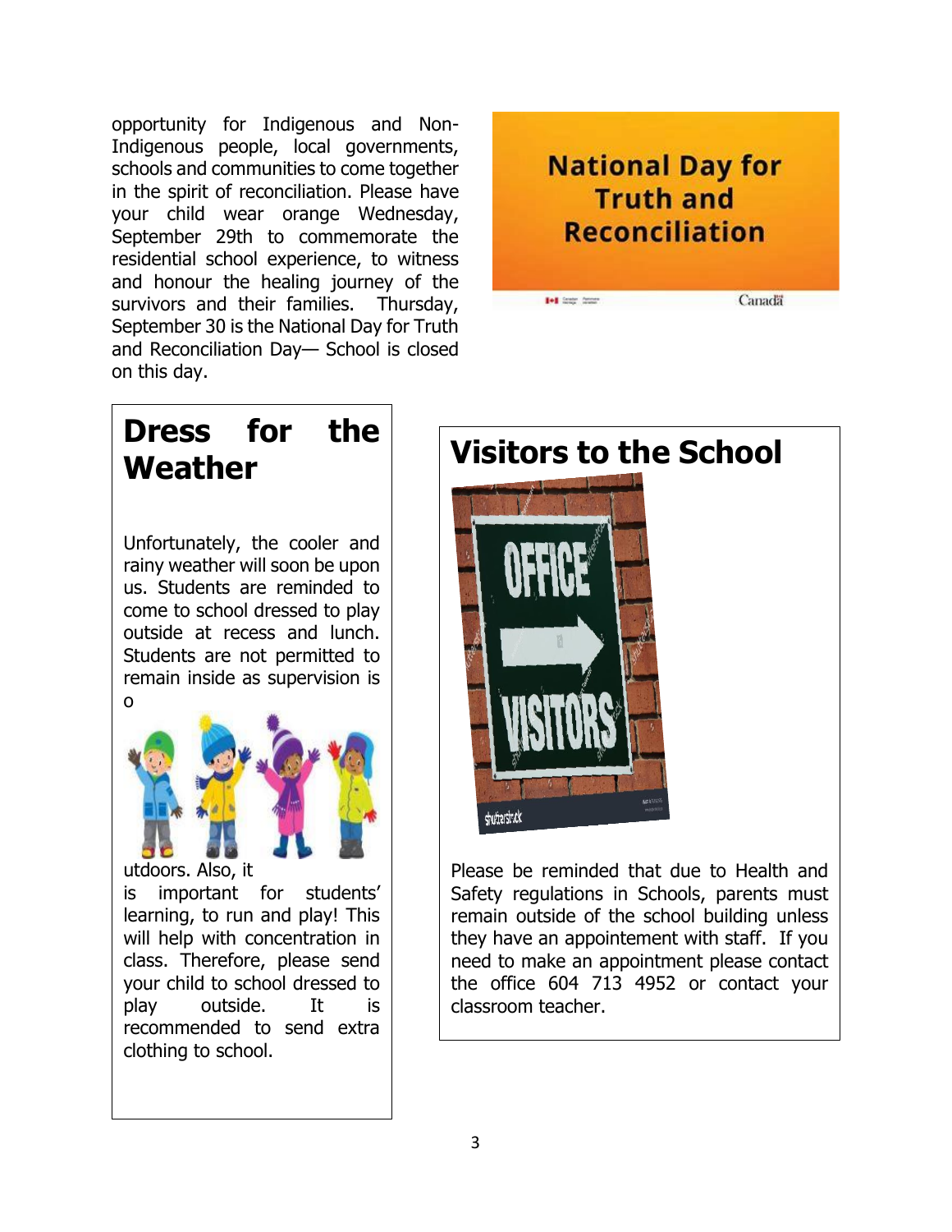opportunity for Indigenous and Non-Indigenous people, local governments, schools and communities to come together in the spirit of reconciliation. Please have your child wear orange Wednesday, September 29th to commemorate the residential school experience, to witness and honour the healing journey of the survivors and their families. Thursday, September 30 is the National Day for Truth and Reconciliation Day— School is closed on this day.

National Day for Truth and Reconciliation

## Dress for the Weather

Unfortunately, the cooler and rainy weather will soon be upon us. Students are reminded to come to school dressed to play outside at recess and lunch. Students are not permitted to remain inside as supervision is outdoors. Also, it is important for students' learning, to run and play! This will help with concentration in class. Therefore, please send your child to school dressed to play outside. It is recommended to send extra clothing to school.

## Visitors to the School

Please be reminded that due to Health and Safety regulations in Schools, parents must remain outside of the school building unless they have an appointement with staff. If you need to make an appointment please contact the office 604 713 4952 or contact your classroom teacher.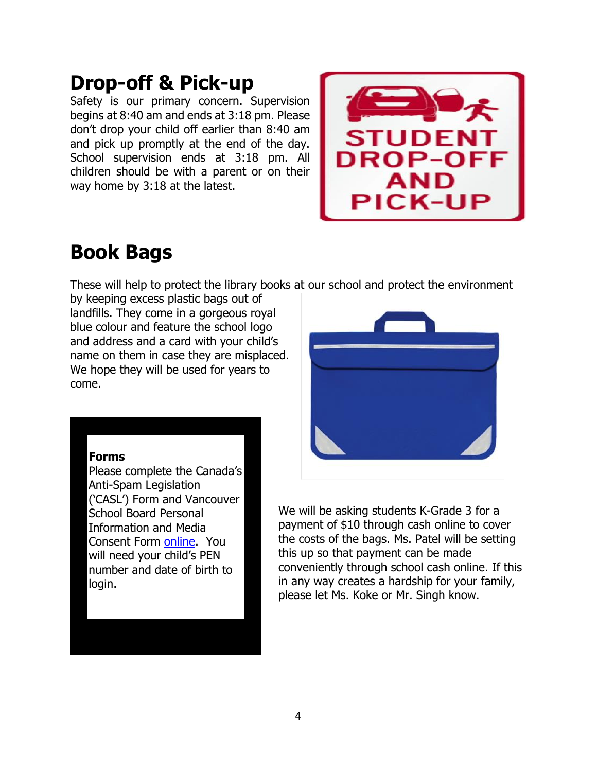## Drop-off & Pick-up

Safety is our primary concern. Supervision begins at 8:40 am and ends at 3:18 pm. Please don't drop your child off earlier than 8:40 am and pick up promptly at the end of the day. School supervision ends at 3:18 pm. All children should be with a parent or on their way home by 3:18 at the latest.

## Book Bags

These will help to protect the library books at our school and protect the environment by keeping excess plastic bags out of landfills. They come in a gorgeous royal blue colour and feature the school logo and address and a card with your child's name on them in case they are misplaced. We hope they will be used for years to come.

We will be asking students K-Grade 3 for a payment of $10 through cash online to cover the costs of the bags. Ms. Patel will be setting this up so that payment can be made conveniently through school cash online. If this in any way creates a hardship for your family, please let Ms. Koke or Mr. Singh know.

**Forms**

Please complete the Canada's Anti-Spam Legislation ('CASL') Form and Vancouver School Board Personal Information and Media Consent Form online. You will need your child's PEN number and date of birth to login.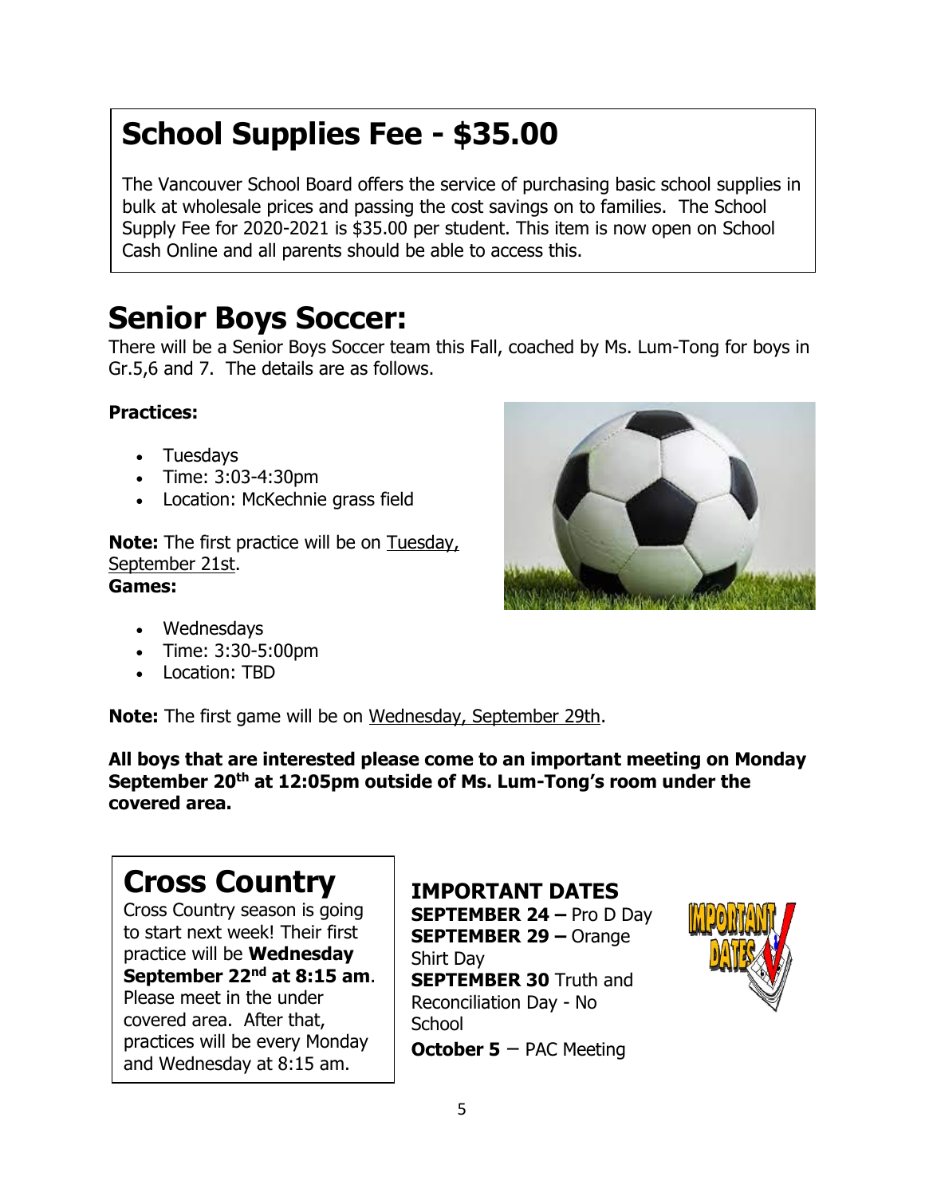# School Supplies Fee - $35.00

The Vancouver School Board offers the service of purchasing basic school supplies in bulk at wholesale prices and passing the cost savings on to families. The School Supply Fee for 2020-2021 is $35.00 per student. This item is now open on School Cash Online and all parents should be able to access this.

# Senior Boys Soccer:

There will be a Senior Boys Soccer team this Fall, coached by Ms. Lum-Tong for boys in Gr.5,6 and 7. The details are as follows.

**Practices:**

- Tuesdays
- Time: 3:03-4:30pm
- Location: McKechnie grass field

**Note:** The first practice will be on Tuesday, September 21st.

**Games:**

- Wednesdays
- Time: 3:30-5:00pm
- Location: TBD

**Note:** The first game will be on Wednesday, September 29th.

**All boys that are interested please come to an important meeting on Monday September 20th at 12:05pm outside of Ms. Lum-Tong's room under the covered area.**

# Cross Country

Cross Country season is going to start next week! Their first practice will be **Wednesday September 22nd at 8:15 am**. Please meet in the under covered area. After that, practices will be every Monday and Wednesday at 8:15 am.

## IMPORTANT DATES

**SEPTEMBER 24 –** Pro D Day
**SEPTEMBER 29 –** Orange Shirt Day
**SEPTEMBER 30** Truth and Reconciliation Day - No School
**October 5** – PAC Meeting